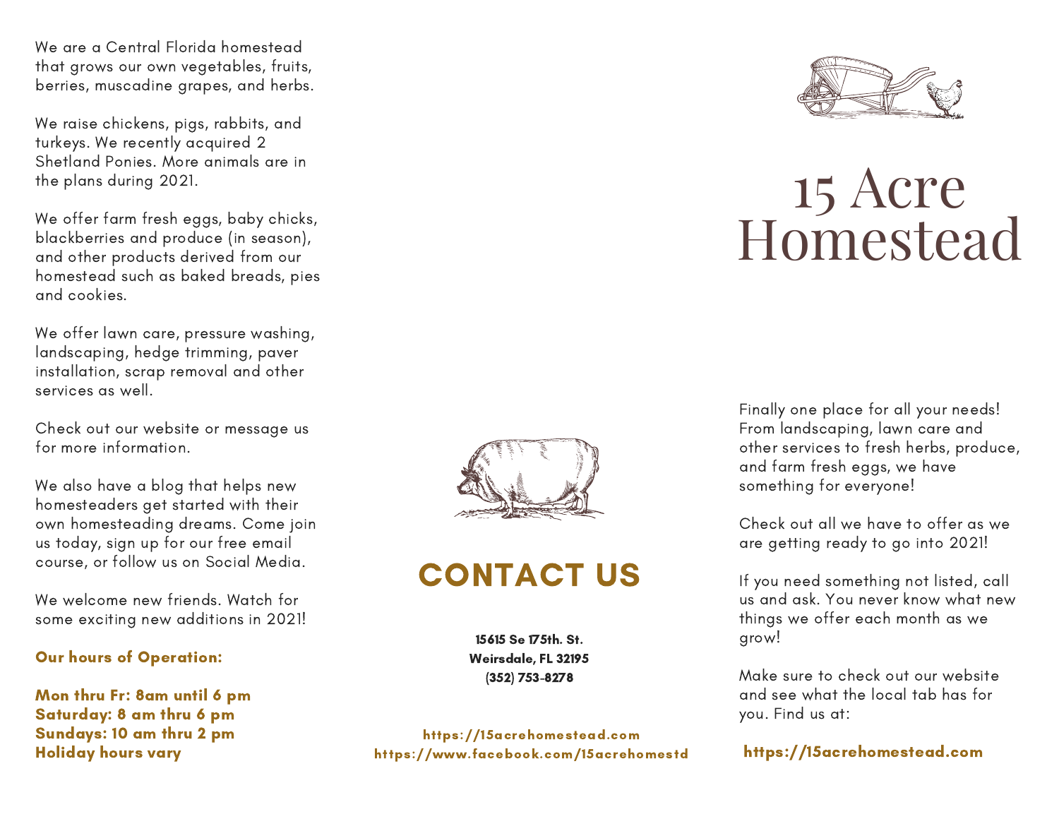We are a Central Florida homestead that grows our own vegetables, fruits, berries, muscadine grapes, and herbs.

We raise chickens, pigs, rabbits, and turkeys. We recently acquired 2 Shetland Ponies. More animals are in the plans during 2021.

We offer farm fresh eggs, baby chicks, blackberries and produce (in season), and other products derived from our homestead such as baked breads, pies and cookies.

We offer lawn care, pressure washing, landscaping, hedge trimming, paver installation, scrap removal and other services as well.

Check out our website or message us for more information.

We also have a blog that helps new homesteaders get started with their own homesteading dreams. Come join us today, sign up for our free email course, or follow us on Social Media.

We welcome new friends. Watch for some exciting new additions in 2021!

**Our hours of Operation:**

**Mon thru Fr: 8am until 6 pm**
**Saturday: 8 am thru 6 pm**
**Sundays: 10 am thru 2 pm**
**Holiday hours vary**

## CONTACT US

**15615 Se 175th. St.**
**Weirsdale, FL 32195**
**(352) 753-8278**

**https://15acrehomestead.com**
**https://www.facebook.com/15acrehomestd**

# 15 Acre Homestead

Finally one place for all your needs! From landscaping, lawn care and other services to fresh herbs, produce, and farm fresh eggs, we have something for everyone!

Check out all we have to offer as we are getting ready to go into 2021!

If you need something not listed, call us and ask. You never know what new things we offer each month as we grow!

Make sure to check out our website and see what the local tab has for you. Find us at:

**https://15acrehomestead.com**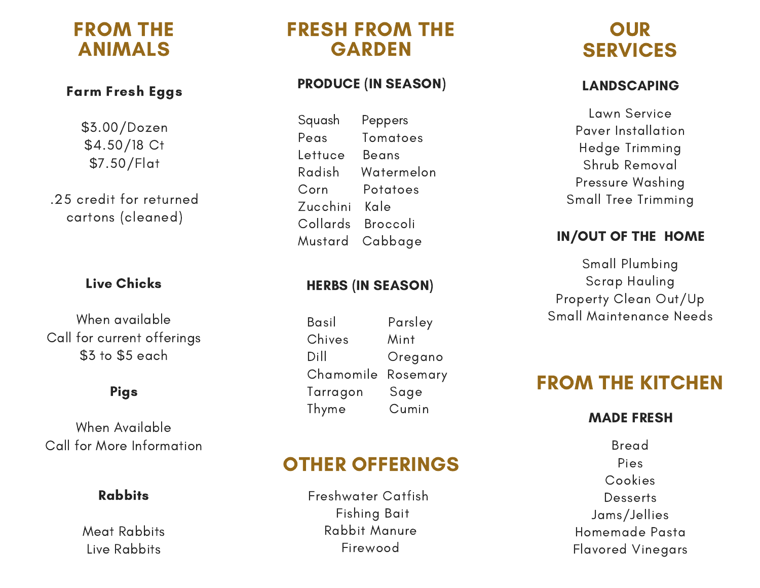# FROM THE ANIMALS

### Farm Fresh Eggs

$3.00/Dozen
$4.50/18 Ct
$7.50/Flat

.25 credit for returned cartons (cleaned)

### Live Chicks

When available
Call for current offerings
$3 to $5 each

### Pigs

When Available
Call for More Information

### Rabbits

Meat Rabbits
Live Rabbits

# FRESH FROM THE GARDEN

### PRODUCE (IN SEASON)

| | |
|---|---|
| Squash | Peppers |
| Peas | Tomatoes |
| Lettuce | Beans |
| Radish | Watermelon |
| Corn | Potatoes |
| Zucchini | Kale |
| Collards | Broccoli |
| Mustard | Cabbage |

### HERBS (IN SEASON)

| | |
|---|---|
| Basil | Parsley |
| Chives | Mint |
| Dill | Oregano |
| Chamomile | Rosemary |
| Tarragon | Sage |
| Thyme | Cumin |

# OTHER OFFERINGS

Freshwater Catfish
Fishing Bait
Rabbit Manure
Firewood

# OUR SERVICES

### LANDSCAPING

Lawn Service
Paver Installation
Hedge Trimming
Shrub Removal
Pressure Washing
Small Tree Trimming

### IN/OUT OF THE HOME

Small Plumbing
Scrap Hauling
Property Clean Out/Up
Small Maintenance Needs

# FROM THE KITCHEN

### MADE FRESH

Bread
Pies
Cookies
Desserts
Jams/Jellies
Homemade Pasta
Flavored Vinegars